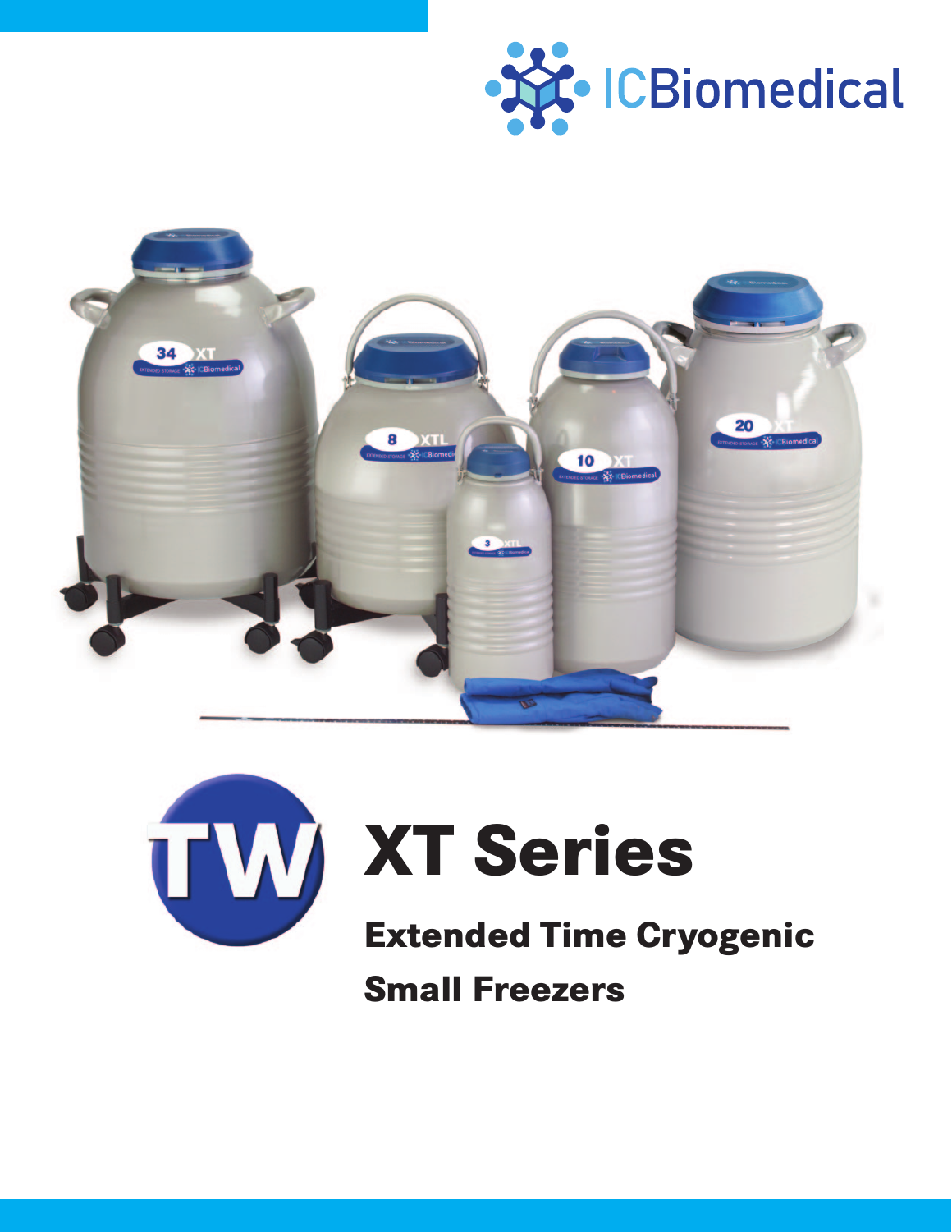ICBiomedical

# XT Series

## Extended Time Cryogenic Small Freezers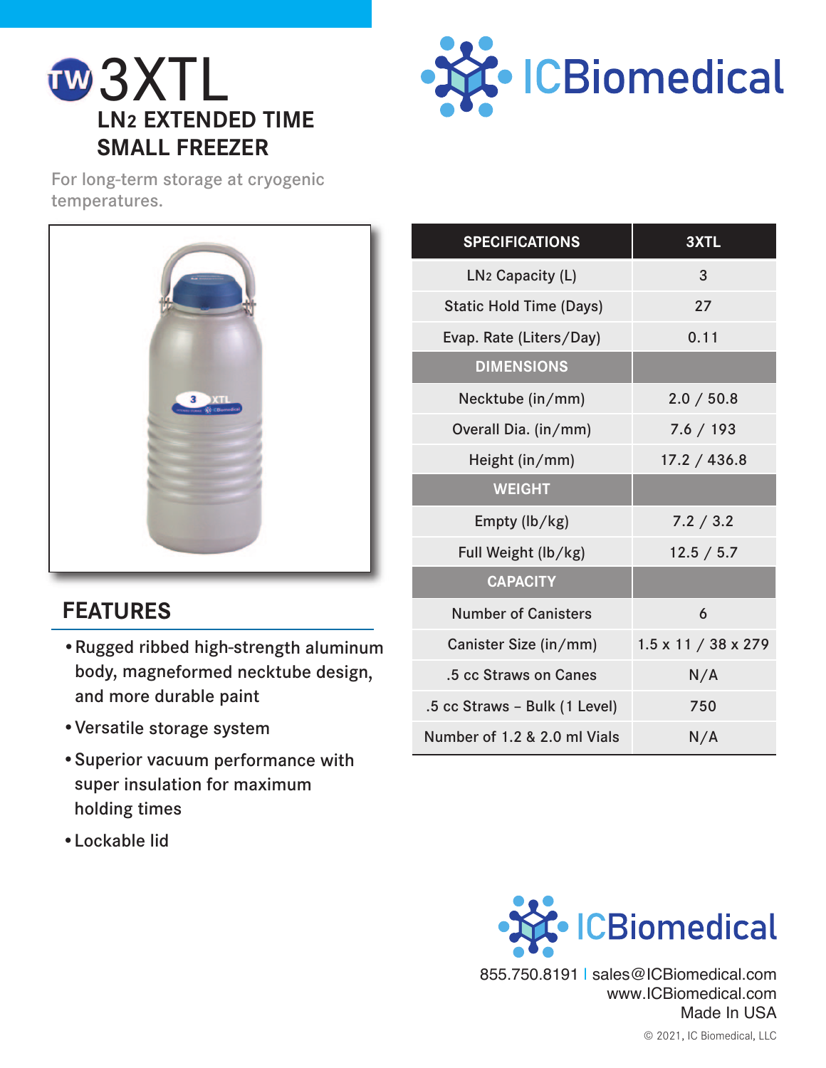# 3XTL

## $LN_2$ EXTENDED TIME SMALL FREEZER

For long-term storage at cryogenic temperatures.

ICBiomedical

| SPECIFICATIONS | 3XTL |
|---|---|
| $LN_2$ Capacity (L) | 3 |
| Static Hold Time (Days) | 27 |
| Evap. Rate (Liters/Day) | 0.11 |
| **DIMENSIONS** | |
| Necktube (in/mm) | 2.0 / 50.8 |
| Overall Dia. (in/mm) | 7.6 / 193 |
| Height (in/mm) | 17.2 / 436.8 |
| **WEIGHT** | |
| Empty (lb/kg) | 7.2 / 3.2 |
| Full Weight (lb/kg) | 12.5 / 5.7 |
| **CAPACITY** | |
| Number of Canisters | 6 |
| Canister Size (in/mm) | 1.5 x 11 / 38 x 279 |
| .5 cc Straws on Canes | N/A |
| .5 cc Straws – Bulk (1 Level) | 750 |
| Number of 1.2 & 2.0 ml Vials | N/A |

## FEATURES

- Rugged ribbed high-strength aluminum body, magneformed necktube design, and more durable paint
- Versatile storage system
- Superior vacuum performance with super insulation for maximum holding times
- Lockable lid

ICBiomedical

855.750.8191 | sales@ICBiomedical.com
www.ICBiomedical.com
Made In USA

© 2021, IC Biomedical, LLC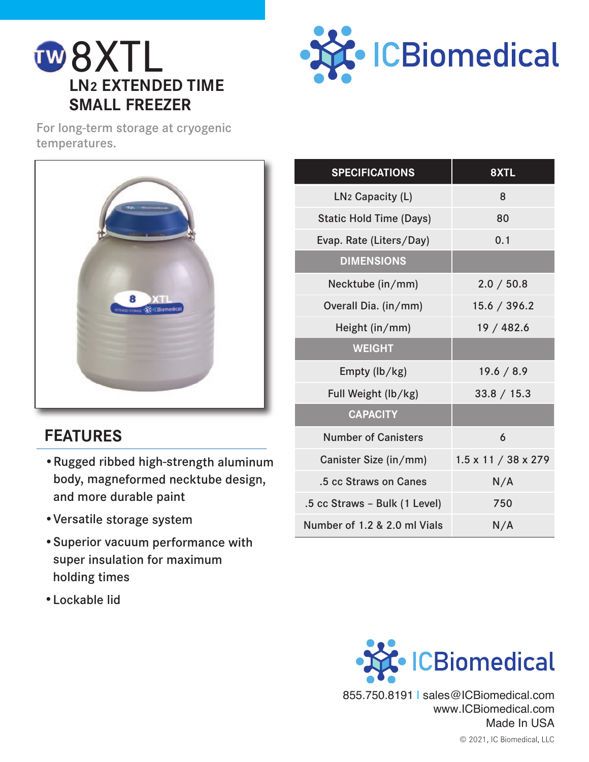# 8XTL

## $LN_2$ EXTENDED TIME SMALL FREEZER

For long-term storage at cryogenic temperatures.

ICBiomedical

| SPECIFICATIONS | 8XTL |
|---|---|
| $LN_2$ Capacity (L) | 8 |
| Static Hold Time (Days) | 80 |
| Evap. Rate (Liters/Day) | 0.1 |
| **DIMENSIONS** | |
| Necktube (in/mm) | 2.0 / 50.8 |
| Overall Dia. (in/mm) | 15.6 / 396.2 |
| Height (in/mm) | 19 / 482.6 |
| **WEIGHT** | |
| Empty (lb/kg) | 19.6 / 8.9 |
| Full Weight (lb/kg) | 33.8 / 15.3 |
| **CAPACITY** | |
| Number of Canisters | 6 |
| Canister Size (in/mm) | 1.5 x 11 / 38 x 279 |
| .5 cc Straws on Canes | N/A |
| .5 cc Straws – Bulk (1 Level) | 750 |
| Number of 1.2 & 2.0 ml Vials | N/A |

## FEATURES

- Rugged ribbed high-strength aluminum body, magneformed necktube design, and more durable paint
- Versatile storage system
- Superior vacuum performance with super insulation for maximum holding times
- Lockable lid

ICBiomedical

855.750.8191 | sales@ICBiomedical.com
www.ICBiomedical.com
Made In USA

© 2021, IC Biomedical, LLC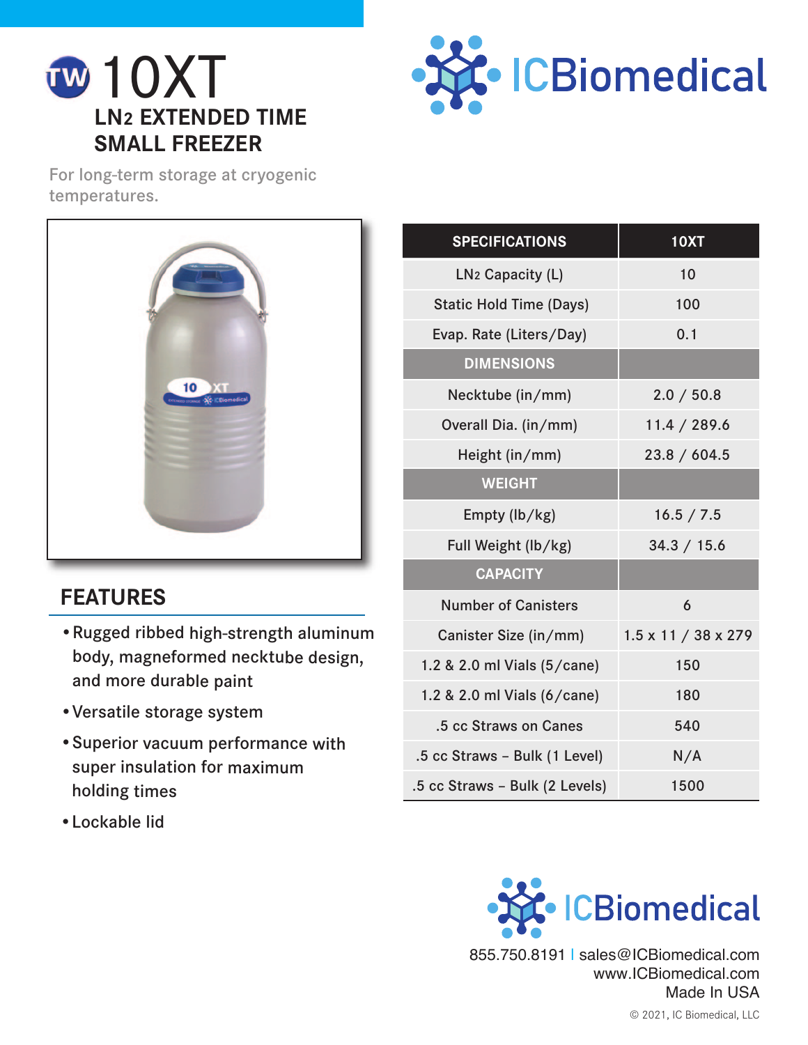# 10XT

## $LN_2$ EXTENDED TIME SMALL FREEZER

For long-term storage at cryogenic temperatures.

ICBiomedical

| SPECIFICATIONS | 10XT |
|---|---|
| $LN_2$ Capacity (L) | 10 |
| Static Hold Time (Days) | 100 |
| Evap. Rate (Liters/Day) | 0.1 |
| **DIMENSIONS** | |
| Necktube (in/mm) | 2.0 / 50.8 |
| Overall Dia. (in/mm) | 11.4 / 289.6 |
| Height (in/mm) | 23.8 / 604.5 |
| **WEIGHT** | |
| Empty (lb/kg) | 16.5 / 7.5 |
| Full Weight (lb/kg) | 34.3 / 15.6 |
| **CAPACITY** | |
| Number of Canisters | 6 |
| Canister Size (in/mm) | 1.5 x 11 / 38 x 279 |
| 1.2 & 2.0 ml Vials (5/cane) | 150 |
| 1.2 & 2.0 ml Vials (6/cane) | 180 |
| .5 cc Straws on Canes | 540 |
| .5 cc Straws – Bulk (1 Level) | N/A |
| .5 cc Straws – Bulk (2 Levels) | 1500 |

## FEATURES

- Rugged ribbed high-strength aluminum body, magneformed necktube design, and more durable paint
- Versatile storage system
- Superior vacuum performance with super insulation for maximum holding times
- Lockable lid

ICBiomedical

855.750.8191 | sales@ICBiomedical.com
www.ICBiomedical.com
Made In USA

© 2021, IC Biomedical, LLC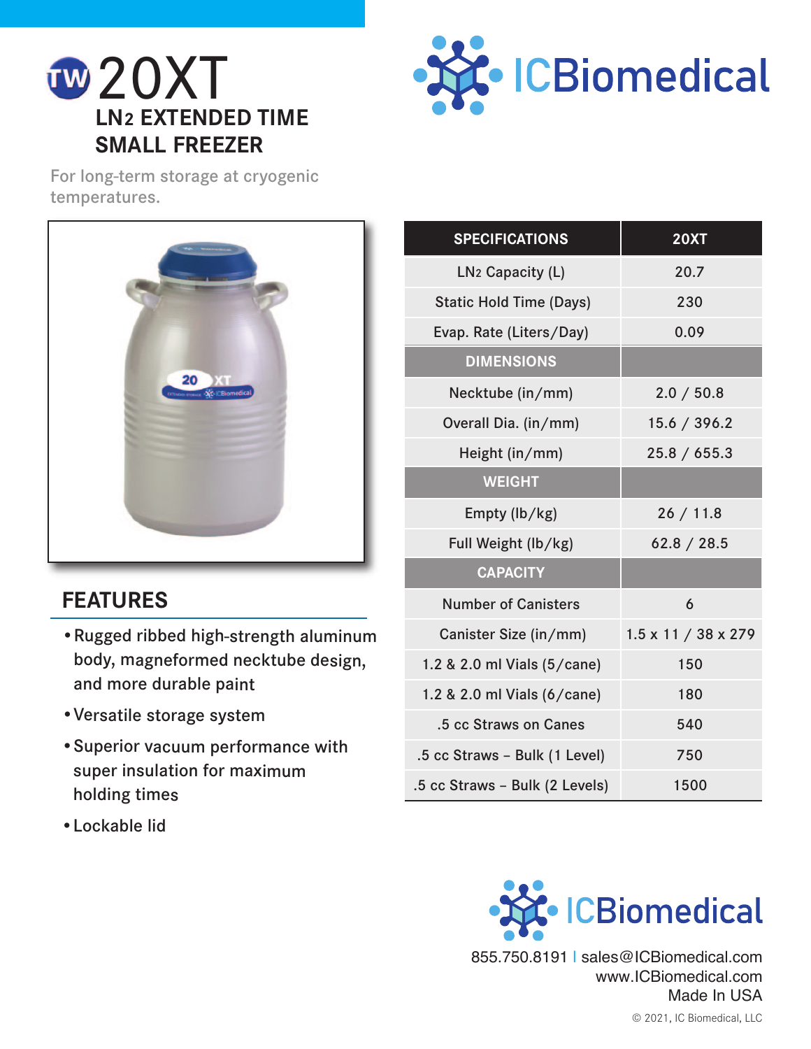# 20XT

## LN2 EXTENDED TIME SMALL FREEZER

For long-term storage at cryogenic temperatures.

ICBiomedical

## FEATURES

- Rugged ribbed high-strength aluminum body, magneformed necktube design, and more durable paint
- Versatile storage system
- Superior vacuum performance with super insulation for maximum holding times
- Lockable lid

| SPECIFICATIONS | 20XT |
|---|---|
| $LN_2$ Capacity (L) | 20.7 |
| Static Hold Time (Days) | 230 |
| Evap. Rate (Liters/Day) | 0.09 |
| **DIMENSIONS** | |
| Necktube (in/mm) | 2.0 / 50.8 |
| Overall Dia. (in/mm) | 15.6 / 396.2 |
| Height (in/mm) | 25.8 / 655.3 |
| **WEIGHT** | |
| Empty (lb/kg) | 26 / 11.8 |
| Full Weight (lb/kg) | 62.8 / 28.5 |
| **CAPACITY** | |
| Number of Canisters | 6 |
| Canister Size (in/mm) | 1.5 x 11 / 38 x 279 |
| 1.2 & 2.0 ml Vials (5/cane) | 150 |
| 1.2 & 2.0 ml Vials (6/cane) | 180 |
| .5 cc Straws on Canes | 540 |
| .5 cc Straws – Bulk (1 Level) | 750 |
| .5 cc Straws – Bulk (2 Levels) | 1500 |

ICBiomedical

855.750.8191 | sales@ICBiomedical.com
www.ICBiomedical.com
Made In USA

© 2021, IC Biomedical, LLC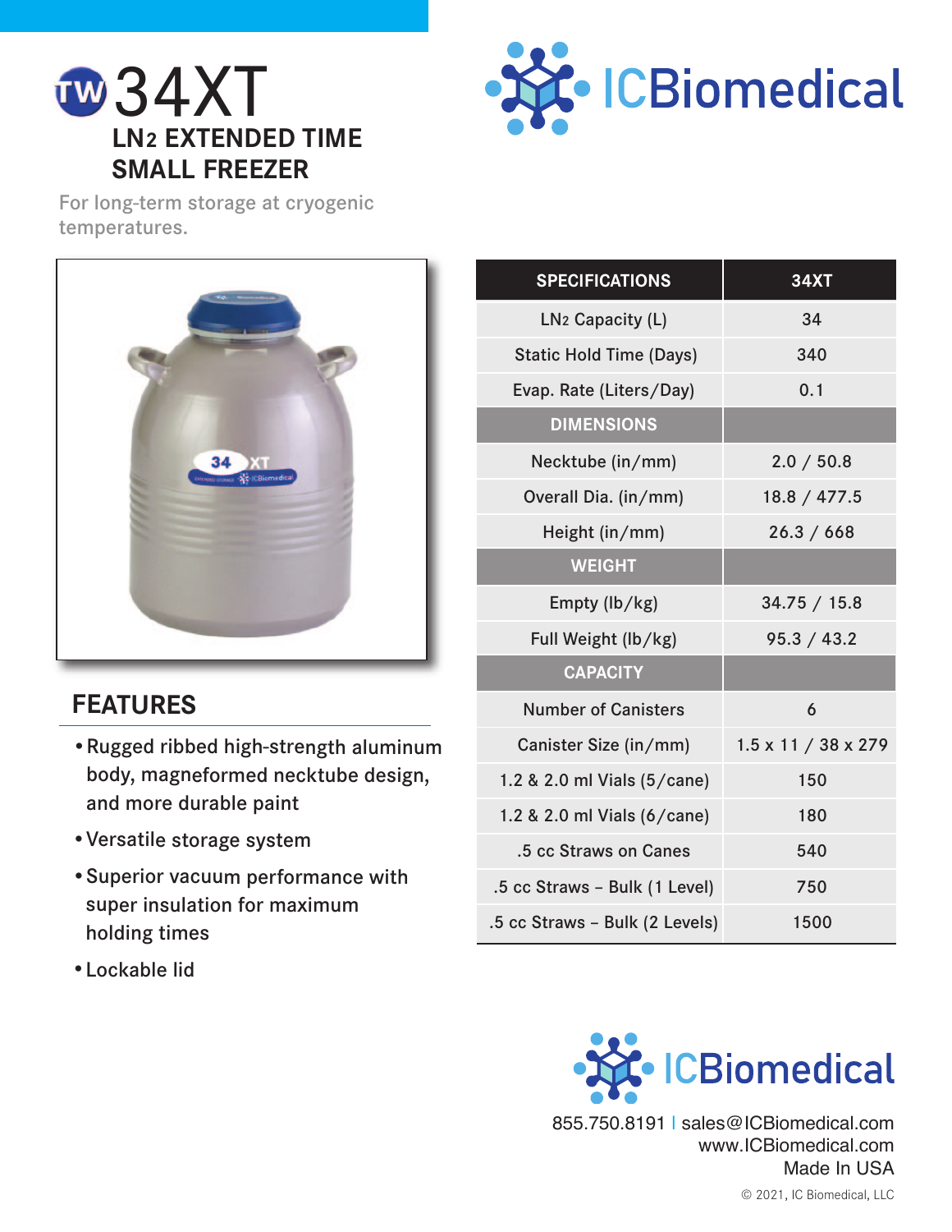# 34XT

## LN2 EXTENDED TIME SMALL FREEZER

For long-term storage at cryogenic temperatures.

ICBiomedical

## FEATURES

- Rugged ribbed high-strength aluminum body, magneformed necktube design, and more durable paint
- Versatile storage system
- Superior vacuum performance with super insulation for maximum holding times
- Lockable lid

| SPECIFICATIONS | 34XT |
|---|---|
| $LN_2$ Capacity (L) | 34 |
| Static Hold Time (Days) | 340 |
| Evap. Rate (Liters/Day) | 0.1 |
| **DIMENSIONS** | |
| Necktube (in/mm) | 2.0 / 50.8 |
| Overall Dia. (in/mm) | 18.8 / 477.5 |
| Height (in/mm) | 26.3 / 668 |
| **WEIGHT** | |
| Empty (lb/kg) | 34.75 / 15.8 |
| Full Weight (lb/kg) | 95.3 / 43.2 |
| **CAPACITY** | |
| Number of Canisters | 6 |
| Canister Size (in/mm) | 1.5 x 11 / 38 x 279 |
| 1.2 & 2.0 ml Vials (5/cane) | 150 |
| 1.2 & 2.0 ml Vials (6/cane) | 180 |
| .5 cc Straws on Canes | 540 |
| .5 cc Straws – Bulk (1 Level) | 750 |
| .5 cc Straws – Bulk (2 Levels) | 1500 |

ICBiomedical

855.750.8191 | sales@ICBiomedical.com
www.ICBiomedical.com
Made In USA

© 2021, IC Biomedical, LLC